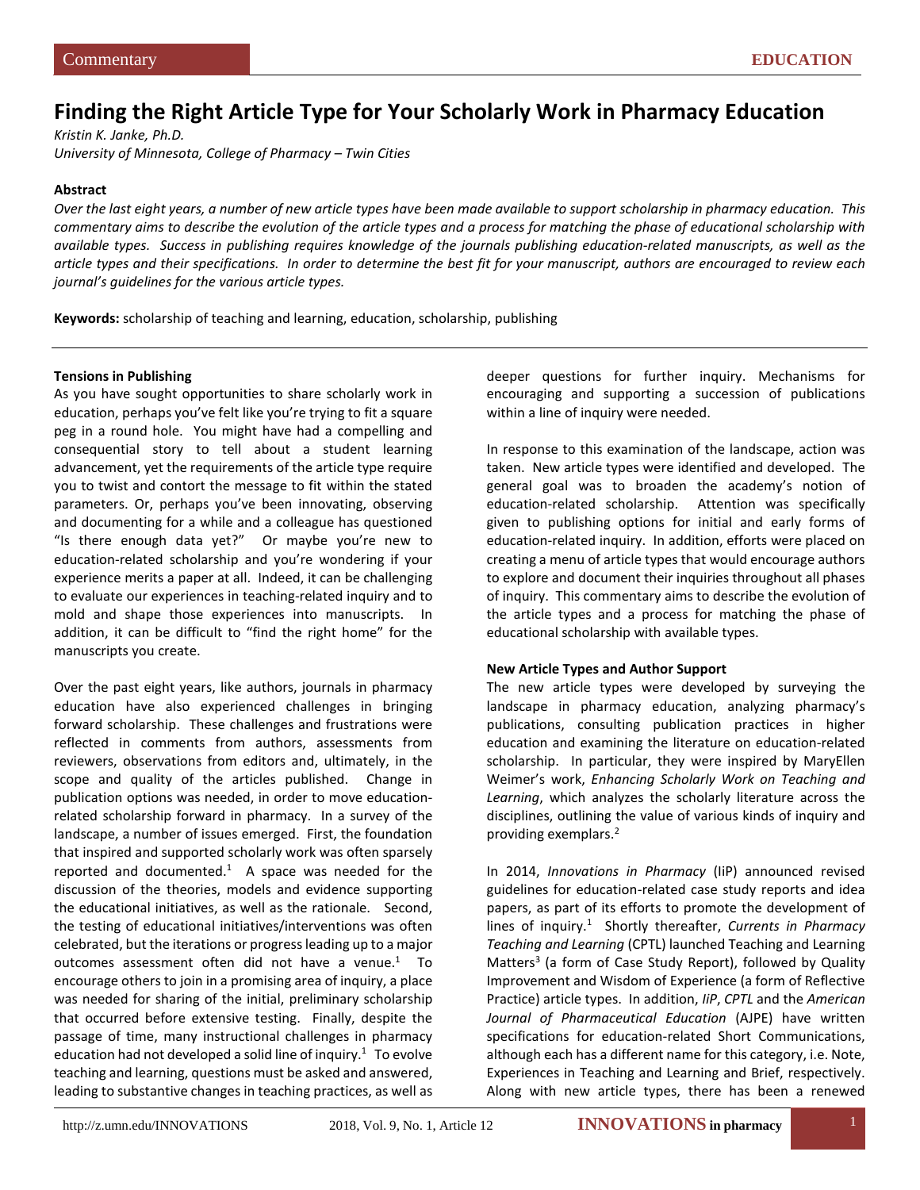Commentary

EDUCATION

# Finding the Right Article Type for Your Scholarly Work in Pharmacy Education

*Kristin K. Janke, Ph.D.*
*University of Minnesota, College of Pharmacy – Twin Cities*

**Abstract**

*Over the last eight years, a number of new article types have been made available to support scholarship in pharmacy education. This commentary aims to describe the evolution of the article types and a process for matching the phase of educational scholarship with available types. Success in publishing requires knowledge of the journals publishing education-related manuscripts, as well as the article types and their specifications. In order to determine the best fit for your manuscript, authors are encouraged to review each journal's guidelines for the various article types.*

**Keywords:** scholarship of teaching and learning, education, scholarship, publishing

**Tensions in Publishing**

As you have sought opportunities to share scholarly work in education, perhaps you've felt like you're trying to fit a square peg in a round hole. You might have had a compelling and consequential story to tell about a student learning advancement, yet the requirements of the article type require you to twist and contort the message to fit within the stated parameters. Or, perhaps you've been innovating, observing and documenting for a while and a colleague has questioned "Is there enough data yet?" Or maybe you're new to education-related scholarship and you're wondering if your experience merits a paper at all. Indeed, it can be challenging to evaluate our experiences in teaching-related inquiry and to mold and shape those experiences into manuscripts. In addition, it can be difficult to "find the right home" for the manuscripts you create.

Over the past eight years, like authors, journals in pharmacy education have also experienced challenges in bringing forward scholarship. These challenges and frustrations were reflected in comments from authors, assessments from reviewers, observations from editors and, ultimately, in the scope and quality of the articles published. Change in publication options was needed, in order to move education-related scholarship forward in pharmacy. In a survey of the landscape, a number of issues emerged. First, the foundation that inspired and supported scholarly work was often sparsely reported and documented.[1] A space was needed for the discussion of the theories, models and evidence supporting the educational initiatives, as well as the rationale. Second, the testing of educational initiatives/interventions was often celebrated, but the iterations or progress leading up to a major outcomes assessment often did not have a venue.[1] To encourage others to join in a promising area of inquiry, a place was needed for sharing of the initial, preliminary scholarship that occurred before extensive testing. Finally, despite the passage of time, many instructional challenges in pharmacy education had not developed a solid line of inquiry.[1] To evolve teaching and learning, questions must be asked and answered, leading to substantive changes in teaching practices, as well as deeper questions for further inquiry. Mechanisms for encouraging and supporting a succession of publications within a line of inquiry were needed.

In response to this examination of the landscape, action was taken. New article types were identified and developed. The general goal was to broaden the academy's notion of education-related scholarship. Attention was specifically given to publishing options for initial and early forms of education-related inquiry. In addition, efforts were placed on creating a menu of article types that would encourage authors to explore and document their inquiries throughout all phases of inquiry. This commentary aims to describe the evolution of the article types and a process for matching the phase of educational scholarship with available types.

**New Article Types and Author Support**

The new article types were developed by surveying the landscape in pharmacy education, analyzing pharmacy's publications, consulting publication practices in higher education and examining the literature on education-related scholarship. In particular, they were inspired by MaryEllen Weimer's work, *Enhancing Scholarly Work on Teaching and Learning*, which analyzes the scholarly literature across the disciplines, outlining the value of various kinds of inquiry and providing exemplars.[2]

In 2014, *Innovations in Pharmacy* (IiP) announced revised guidelines for education-related case study reports and idea papers, as part of its efforts to promote the development of lines of inquiry.[1] Shortly thereafter, *Currents in Pharmacy Teaching and Learning* (CPTL) launched Teaching and Learning Matters[3] (a form of Case Study Report), followed by Quality Improvement and Wisdom of Experience (a form of Reflective Practice) article types. In addition, *IiP*, *CPTL* and the *American Journal of Pharmaceutical Education* (AJPE) have written specifications for education-related Short Communications, although each has a different name for this category, i.e. Note, Experiences in Teaching and Learning and Brief, respectively. Along with new article types, there has been a renewed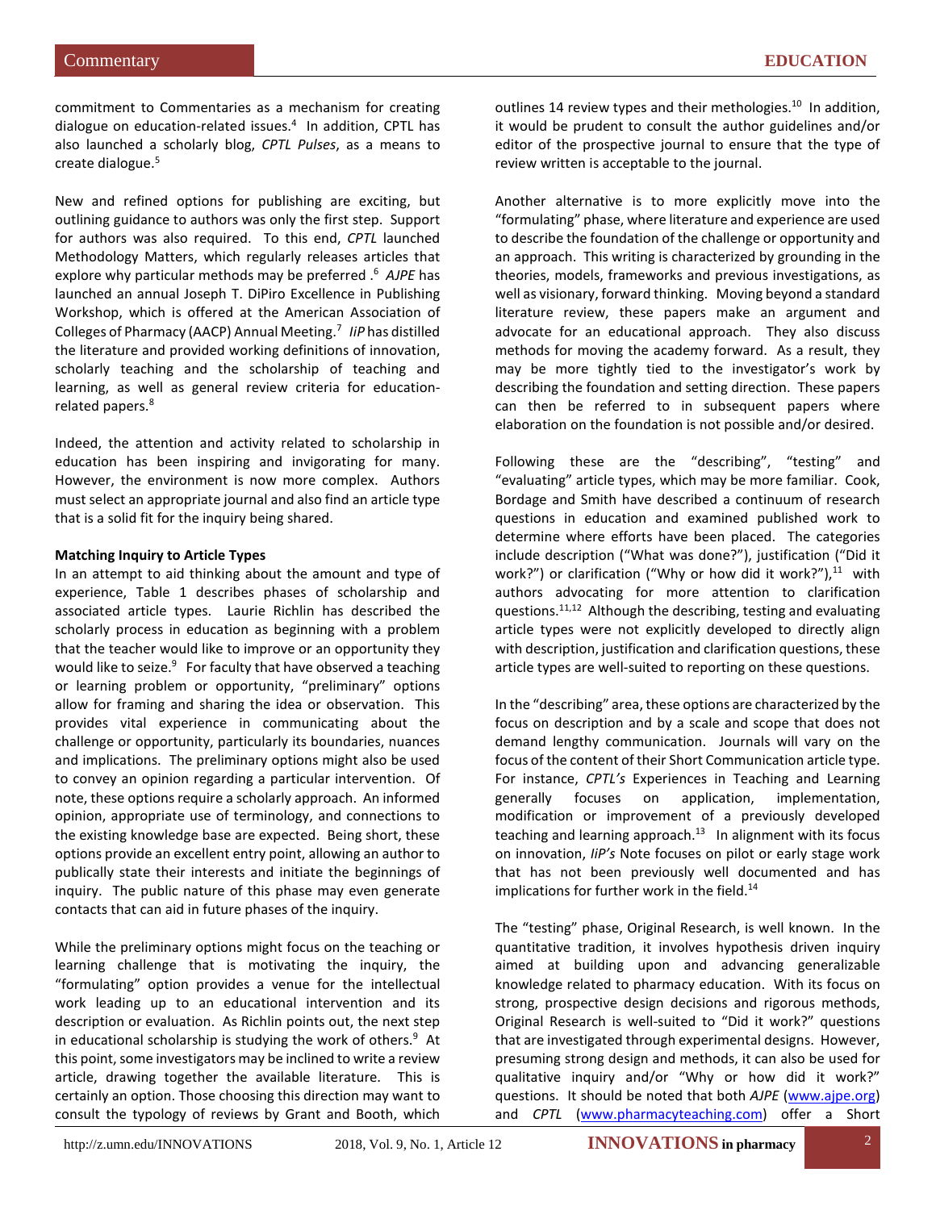commitment to Commentaries as a mechanism for creating dialogue on education-related issues.[4] In addition, CPTL has also launched a scholarly blog, *CPTL Pulses*, as a means to create dialogue.[5]

New and refined options for publishing are exciting, but outlining guidance to authors was only the first step. Support for authors was also required. To this end, *CPTL* launched Methodology Matters, which regularly releases articles that explore why particular methods may be preferred .[6] *AJPE* has launched an annual Joseph T. DiPiro Excellence in Publishing Workshop, which is offered at the American Association of Colleges of Pharmacy (AACP) Annual Meeting.[7] *IiP* has distilled the literature and provided working definitions of innovation, scholarly teaching and the scholarship of teaching and learning, as well as general review criteria for education-related papers.[8]

Indeed, the attention and activity related to scholarship in education has been inspiring and invigorating for many. However, the environment is now more complex. Authors must select an appropriate journal and also find an article type that is a solid fit for the inquiry being shared.

**Matching Inquiry to Article Types**

In an attempt to aid thinking about the amount and type of experience, Table 1 describes phases of scholarship and associated article types. Laurie Richlin has described the scholarly process in education as beginning with a problem that the teacher would like to improve or an opportunity they would like to seize.[9] For faculty that have observed a teaching or learning problem or opportunity, "preliminary" options allow for framing and sharing the idea or observation. This provides vital experience in communicating about the challenge or opportunity, particularly its boundaries, nuances and implications. The preliminary options might also be used to convey an opinion regarding a particular intervention. Of note, these options require a scholarly approach. An informed opinion, appropriate use of terminology, and connections to the existing knowledge base are expected. Being short, these options provide an excellent entry point, allowing an author to publically state their interests and initiate the beginnings of inquiry. The public nature of this phase may even generate contacts that can aid in future phases of the inquiry.

While the preliminary options might focus on the teaching or learning challenge that is motivating the inquiry, the "formulating" option provides a venue for the intellectual work leading up to an educational intervention and its description or evaluation. As Richlin points out, the next step in educational scholarship is studying the work of others.[9] At this point, some investigators may be inclined to write a review article, drawing together the available literature. This is certainly an option. Those choosing this direction may want to consult the typology of reviews by Grant and Booth, which outlines 14 review types and their methodologies.[10] In addition, it would be prudent to consult the author guidelines and/or editor of the prospective journal to ensure that the type of review written is acceptable to the journal.

Another alternative is to more explicitly move into the "formulating" phase, where literature and experience are used to describe the foundation of the challenge or opportunity and an approach. This writing is characterized by grounding in the theories, models, frameworks and previous investigations, as well as visionary, forward thinking. Moving beyond a standard literature review, these papers make an argument and advocate for an educational approach. They also discuss methods for moving the academy forward. As a result, they may be more tightly tied to the investigator's work by describing the foundation and setting direction. These papers can then be referred to in subsequent papers where elaboration on the foundation is not possible and/or desired.

Following these are the "describing", "testing" and "evaluating" article types, which may be more familiar. Cook, Bordage and Smith have described a continuum of research questions in education and examined published work to determine where efforts have been placed. The categories include description ("What was done?"), justification ("Did it work?") or clarification ("Why or how did it work?"),[11] with authors advocating for more attention to clarification questions.[11,12] Although the describing, testing and evaluating article types were not explicitly developed to directly align with description, justification and clarification questions, these article types are well-suited to reporting on these questions.

In the "describing" area, these options are characterized by the focus on description and by a scale and scope that does not demand lengthy communication. Journals will vary on the focus of the content of their Short Communication article type. For instance, *CPTL's* Experiences in Teaching and Learning generally focuses on application, implementation, modification or improvement of a previously developed teaching and learning approach.[13] In alignment with its focus on innovation, *IiP's* Note focuses on pilot or early stage work that has not been previously well documented and has implications for further work in the field.[14]

The "testing" phase, Original Research, is well known. In the quantitative tradition, it involves hypothesis driven inquiry aimed at building upon and advancing generalizable knowledge related to pharmacy education. With its focus on strong, prospective design decisions and rigorous methods, Original Research is well-suited to "Did it work?" questions that are investigated through experimental designs. However, presuming strong design and methods, it can also be used for qualitative inquiry and/or "Why or how did it work?" questions. It should be noted that both *AJPE* (www.ajpe.org) and *CPTL* (www.pharmacyteaching.com) offer a Short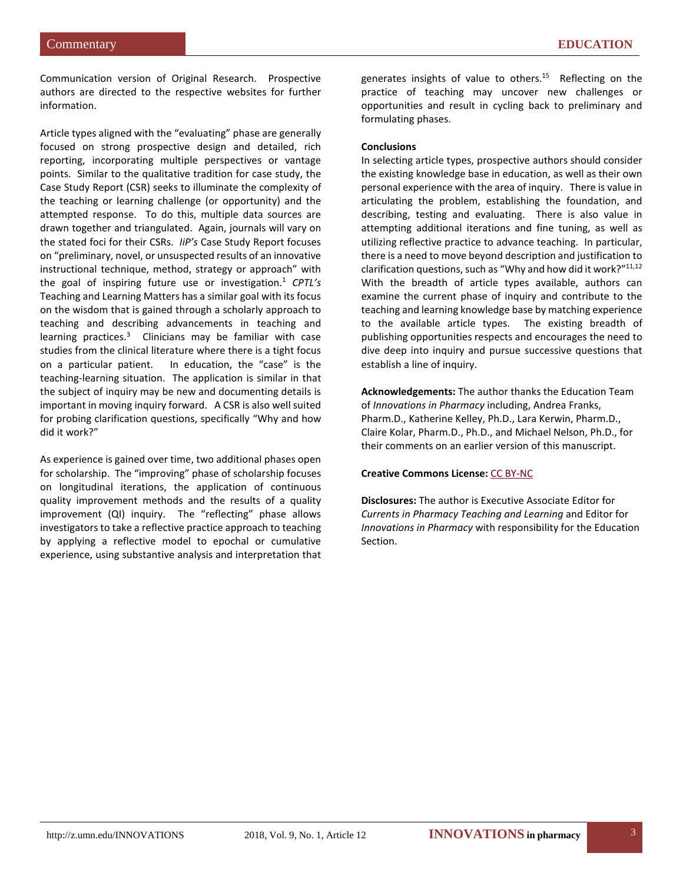Communication version of Original Research. Prospective authors are directed to the respective websites for further information.

Article types aligned with the "evaluating" phase are generally focused on strong prospective design and detailed, rich reporting, incorporating multiple perspectives or vantage points. Similar to the qualitative tradition for case study, the Case Study Report (CSR) seeks to illuminate the complexity of the teaching or learning challenge (or opportunity) and the attempted response. To do this, multiple data sources are drawn together and triangulated. Again, journals will vary on the stated foci for their CSRs. *IiP's* Case Study Report focuses on "preliminary, novel, or unsuspected results of an innovative instructional technique, method, strategy or approach" with the goal of inspiring future use or investigation.[1] *CPTL's* Teaching and Learning Matters has a similar goal with its focus on the wisdom that is gained through a scholarly approach to teaching and describing advancements in teaching and learning practices.[3] Clinicians may be familiar with case studies from the clinical literature where there is a tight focus on a particular patient. In education, the "case" is the teaching-learning situation. The application is similar in that the subject of inquiry may be new and documenting details is important in moving inquiry forward. A CSR is also well suited for probing clarification questions, specifically "Why and how did it work?"

As experience is gained over time, two additional phases open for scholarship. The "improving" phase of scholarship focuses on longitudinal iterations, the application of continuous quality improvement methods and the results of a quality improvement (QI) inquiry. The "reflecting" phase allows investigators to take a reflective practice approach to teaching by applying a reflective model to epochal or cumulative experience, using substantive analysis and interpretation that generates insights of value to others.[15] Reflecting on the practice of teaching may uncover new challenges or opportunities and result in cycling back to preliminary and formulating phases.

**Conclusions**

In selecting article types, prospective authors should consider the existing knowledge base in education, as well as their own personal experience with the area of inquiry. There is value in articulating the problem, establishing the foundation, and describing, testing and evaluating. There is also value in attempting additional iterations and fine tuning, as well as utilizing reflective practice to advance teaching. In particular, there is a need to move beyond description and justification to clarification questions, such as "Why and how did it work?"[11,12] With the breadth of article types available, authors can examine the current phase of inquiry and contribute to the teaching and learning knowledge base by matching experience to the available article types. The existing breadth of publishing opportunities respects and encourages the need to dive deep into inquiry and pursue successive questions that establish a line of inquiry.

**Acknowledgements:** The author thanks the Education Team of *Innovations in Pharmacy* including, Andrea Franks, Pharm.D., Katherine Kelley, Ph.D., Lara Kerwin, Pharm.D., Claire Kolar, Pharm.D., Ph.D., and Michael Nelson, Ph.D., for their comments on an earlier version of this manuscript.

**Creative Commons License:** CC BY-NC

**Disclosures:** The author is Executive Associate Editor for *Currents in Pharmacy Teaching and Learning* and Editor for *Innovations in Pharmacy* with responsibility for the Education Section.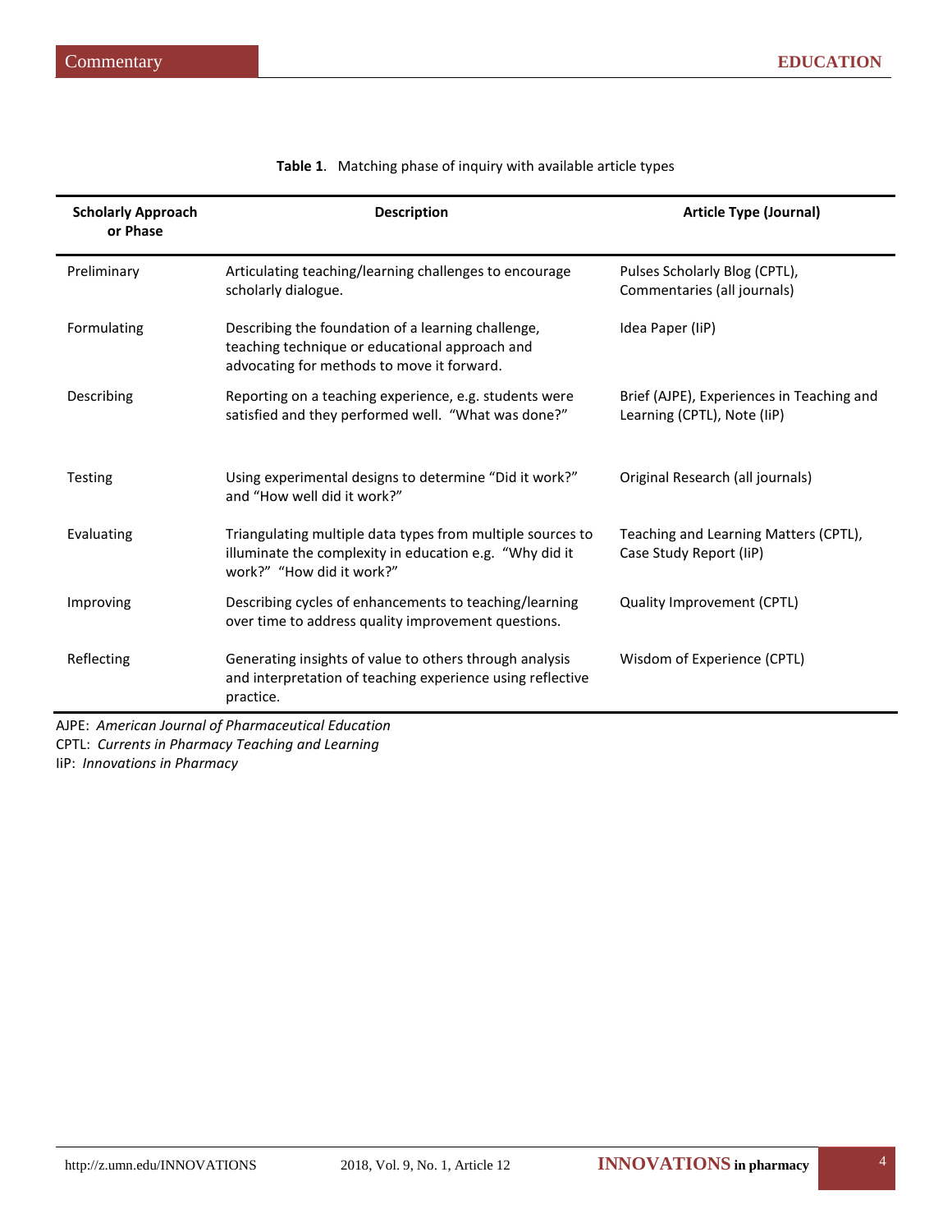**Table 1**. Matching phase of inquiry with available article types

| Scholarly Approach or Phase | Description | Article Type (Journal) |
|---|---|---|
| Preliminary | Articulating teaching/learning challenges to encourage scholarly dialogue. | Pulses Scholarly Blog (CPTL), Commentaries (all journals) |
| Formulating | Describing the foundation of a learning challenge, teaching technique or educational approach and advocating for methods to move it forward. | Idea Paper (IiP) |
| Describing | Reporting on a teaching experience, e.g. students were satisfied and they performed well. "What was done?" | Brief (AJPE), Experiences in Teaching and Learning (CPTL), Note (IiP) |
| Testing | Using experimental designs to determine "Did it work?" and "How well did it work?" | Original Research (all journals) |
| Evaluating | Triangulating multiple data types from multiple sources to illuminate the complexity in education e.g. "Why did it work?" "How did it work?" | Teaching and Learning Matters (CPTL), Case Study Report (IiP) |
| Improving | Describing cycles of enhancements to teaching/learning over time to address quality improvement questions. | Quality Improvement (CPTL) |
| Reflecting | Generating insights of value to others through analysis and interpretation of teaching experience using reflective practice. | Wisdom of Experience (CPTL) |

AJPE: *American Journal of Pharmaceutical Education*
CPTL: *Currents in Pharmacy Teaching and Learning*
IiP: *Innovations in Pharmacy*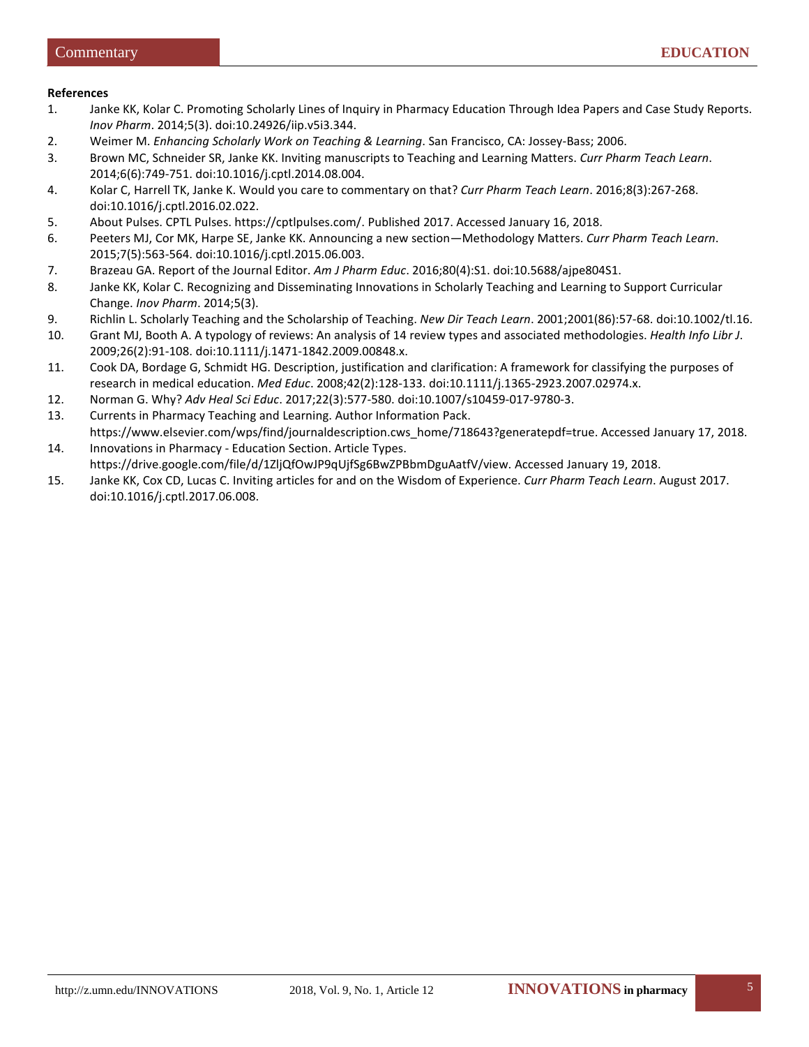**References**

1. Janke KK, Kolar C. Promoting Scholarly Lines of Inquiry in Pharmacy Education Through Idea Papers and Case Study Reports. *Inov Pharm*. 2014;5(3). doi:10.24926/iip.v5i3.344.
2. Weimer M. *Enhancing Scholarly Work on Teaching & Learning*. San Francisco, CA: Jossey-Bass; 2006.
3. Brown MC, Schneider SR, Janke KK. Inviting manuscripts to Teaching and Learning Matters. *Curr Pharm Teach Learn*. 2014;6(6):749-751. doi:10.1016/j.cptl.2014.08.004.
4. Kolar C, Harrell TK, Janke K. Would you care to commentary on that? *Curr Pharm Teach Learn*. 2016;8(3):267-268. doi:10.1016/j.cptl.2016.02.022.
5. About Pulses. CPTL Pulses. https://cptlpulses.com/. Published 2017. Accessed January 16, 2018.
6. Peeters MJ, Cor MK, Harpe SE, Janke KK. Announcing a new section—Methodology Matters. *Curr Pharm Teach Learn*. 2015;7(5):563-564. doi:10.1016/j.cptl.2015.06.003.
7. Brazeau GA. Report of the Journal Editor. *Am J Pharm Educ*. 2016;80(4):S1. doi:10.5688/ajpe804S1.
8. Janke KK, Kolar C. Recognizing and Disseminating Innovations in Scholarly Teaching and Learning to Support Curricular Change. *Inov Pharm*. 2014;5(3).
9. Richlin L. Scholarly Teaching and the Scholarship of Teaching. *New Dir Teach Learn*. 2001;2001(86):57-68. doi:10.1002/tl.16.
10. Grant MJ, Booth A. A typology of reviews: An analysis of 14 review types and associated methodologies. *Health Info Libr J*. 2009;26(2):91-108. doi:10.1111/j.1471-1842.2009.00848.x.
11. Cook DA, Bordage G, Schmidt HG. Description, justification and clarification: A framework for classifying the purposes of research in medical education. *Med Educ*. 2008;42(2):128-133. doi:10.1111/j.1365-2923.2007.02974.x.
12. Norman G. Why? *Adv Heal Sci Educ*. 2017;22(3):577-580. doi:10.1007/s10459-017-9780-3.
13. Currents in Pharmacy Teaching and Learning. Author Information Pack. https://www.elsevier.com/wps/find/journaldescription.cws_home/718643?generatepdf=true. Accessed January 17, 2018.
14. Innovations in Pharmacy - Education Section. Article Types. https://drive.google.com/file/d/1ZljQfOwJP9qUjfSg6BwZPBbmDguAatfV/view. Accessed January 19, 2018.
15. Janke KK, Cox CD, Lucas C. Inviting articles for and on the Wisdom of Experience. *Curr Pharm Teach Learn*. August 2017. doi:10.1016/j.cptl.2017.06.008.